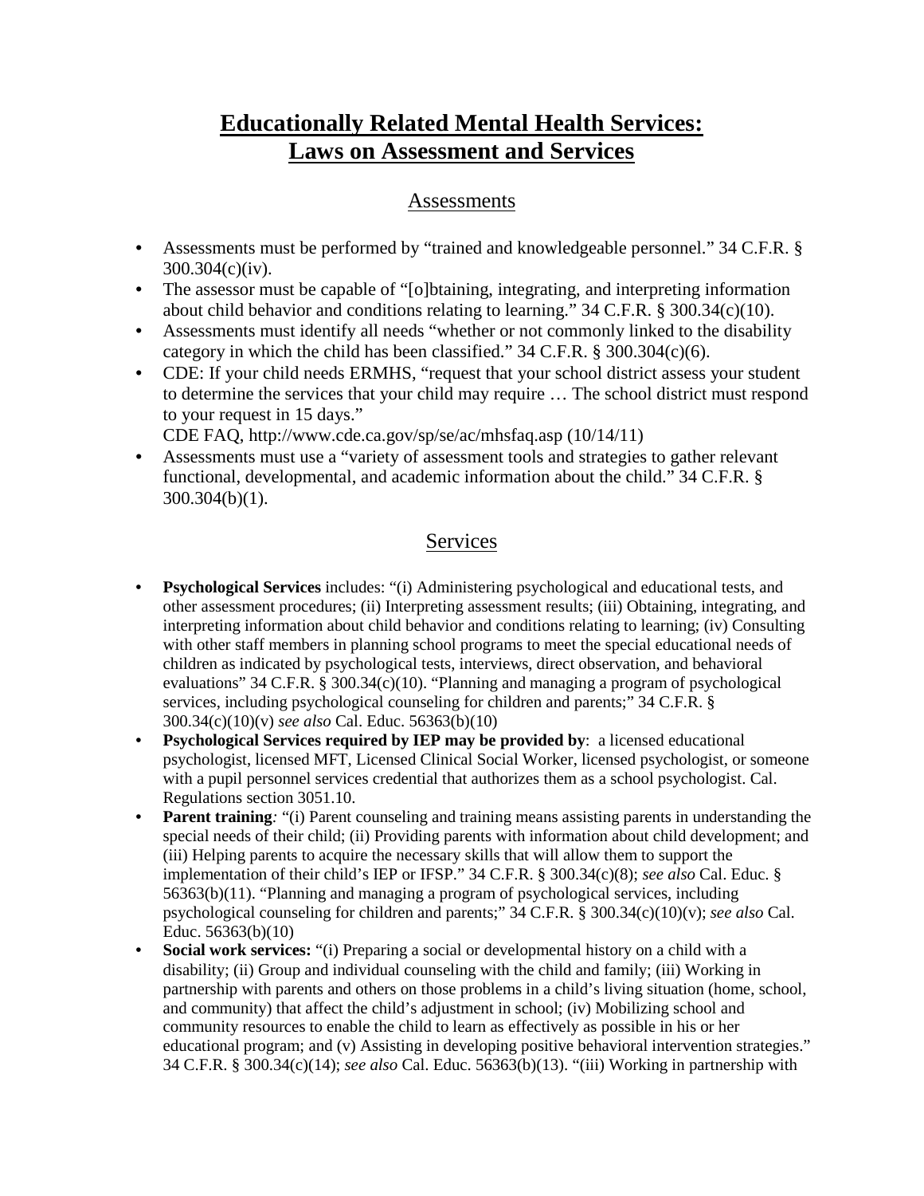# Educationally Related Mental Health Services: Laws on Assessment and Services

## Assessments

- Assessments must be performed by "trained and knowledgeable personnel." 34 C.F.R. § 300.304(c)(iv).
- The assessor must be capable of "[o]btaining, integrating, and interpreting information about child behavior and conditions relating to learning." 34 C.F.R. § 300.34(c)(10).
- Assessments must identify all needs "whether or not commonly linked to the disability category in which the child has been classified." 34 C.F.R. § 300.304(c)(6).
- CDE: If your child needs ERMHS, "request that your school district assess your student to determine the services that your child may require … The school district must respond to your request in 15 days."
  CDE FAQ, http://www.cde.ca.gov/sp/se/ac/mhsfaq.asp (10/14/11)
- Assessments must use a "variety of assessment tools and strategies to gather relevant functional, developmental, and academic information about the child." 34 C.F.R. § 300.304(b)(1).

## Services

- **Psychological Services** includes: "(i) Administering psychological and educational tests, and other assessment procedures; (ii) Interpreting assessment results; (iii) Obtaining, integrating, and interpreting information about child behavior and conditions relating to learning; (iv) Consulting with other staff members in planning school programs to meet the special educational needs of children as indicated by psychological tests, interviews, direct observation, and behavioral evaluations" 34 C.F.R. § 300.34(c)(10). "Planning and managing a program of psychological services, including psychological counseling for children and parents;" 34 C.F.R. § 300.34(c)(10)(v) *see also* Cal. Educ. 56363(b)(10)
- **Psychological Services required by IEP may be provided by**: a licensed educational psychologist, licensed MFT, Licensed Clinical Social Worker, licensed psychologist, or someone with a pupil personnel services credential that authorizes them as a school psychologist. Cal. Regulations section 3051.10.
- **Parent training***:* "(i) Parent counseling and training means assisting parents in understanding the special needs of their child; (ii) Providing parents with information about child development; and (iii) Helping parents to acquire the necessary skills that will allow them to support the implementation of their child's IEP or IFSP." 34 C.F.R. § 300.34(c)(8); *see also* Cal. Educ. § 56363(b)(11). "Planning and managing a program of psychological services, including psychological counseling for children and parents;" 34 C.F.R. § 300.34(c)(10)(v); *see also* Cal. Educ. 56363(b)(10)
- **Social work services:** "(i) Preparing a social or developmental history on a child with a disability; (ii) Group and individual counseling with the child and family; (iii) Working in partnership with parents and others on those problems in a child's living situation (home, school, and community) that affect the child's adjustment in school; (iv) Mobilizing school and community resources to enable the child to learn as effectively as possible in his or her educational program; and (v) Assisting in developing positive behavioral intervention strategies." 34 C.F.R. § 300.34(c)(14); *see also* Cal. Educ. 56363(b)(13). "(iii) Working in partnership with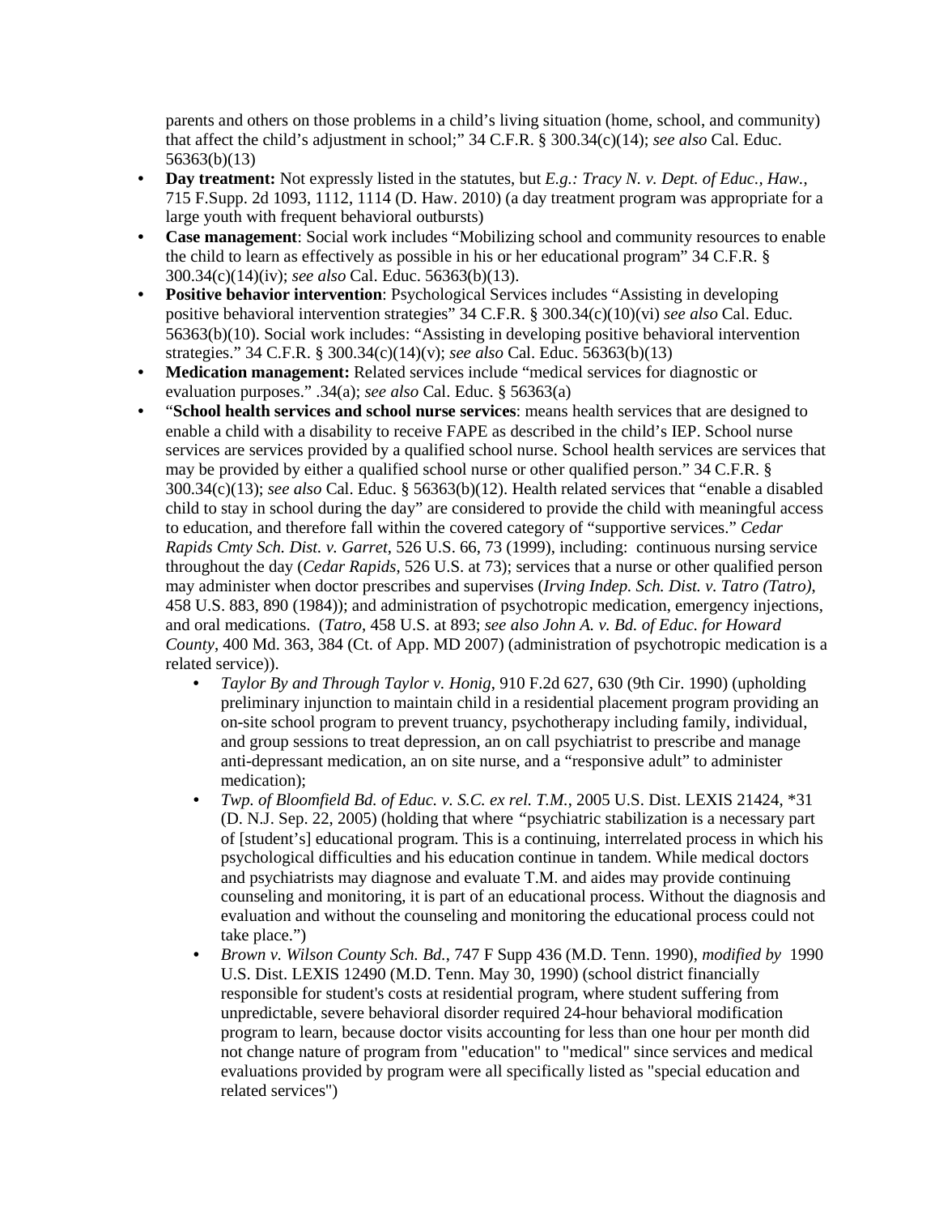parents and others on those problems in a child's living situation (home, school, and community) that affect the child's adjustment in school;" 34 C.F.R. § 300.34(c)(14); *see also* Cal. Educ. 56363(b)(13)

- **Day treatment:** Not expressly listed in the statutes, but *E.g.: Tracy N. v. Dept. of Educ., Haw.*, 715 F.Supp. 2d 1093, 1112, 1114 (D. Haw. 2010) (a day treatment program was appropriate for a large youth with frequent behavioral outbursts)
- **Case management**: Social work includes "Mobilizing school and community resources to enable the child to learn as effectively as possible in his or her educational program" 34 C.F.R. § 300.34(c)(14)(iv); *see also* Cal. Educ. 56363(b)(13).
- **Positive behavior intervention**: Psychological Services includes "Assisting in developing positive behavioral intervention strategies" 34 C.F.R. § 300.34(c)(10)(vi) *see also* Cal. Educ. 56363(b)(10). Social work includes: "Assisting in developing positive behavioral intervention strategies." 34 C.F.R. § 300.34(c)(14)(v); *see also* Cal. Educ. 56363(b)(13)
- **Medication management:** Related services include "medical services for diagnostic or evaluation purposes." .34(a); *see also* Cal. Educ. § 56363(a)
- "**School health services and school nurse services**: means health services that are designed to enable a child with a disability to receive FAPE as described in the child's IEP. School nurse services are services provided by a qualified school nurse. School health services are services that may be provided by either a qualified school nurse or other qualified person." 34 C.F.R. § 300.34(c)(13); *see also* Cal. Educ. § 56363(b)(12). Health related services that "enable a disabled child to stay in school during the day" are considered to provide the child with meaningful access to education, and therefore fall within the covered category of "supportive services." *Cedar Rapids Cmty Sch. Dist. v. Garret*, 526 U.S. 66, 73 (1999), including: continuous nursing service throughout the day (*Cedar Rapids*, 526 U.S. at 73); services that a nurse or other qualified person may administer when doctor prescribes and supervises (*Irving Indep. Sch. Dist. v. Tatro (Tatro)*, 458 U.S. 883, 890 (1984)); and administration of psychotropic medication, emergency injections, and oral medications. (*Tatro*, 458 U.S. at 893; *see also John A. v. Bd. of Educ. for Howard County*, 400 Md. 363, 384 (Ct. of App. MD 2007) (administration of psychotropic medication is a related service)).
    - *Taylor By and Through Taylor v. Honig*, 910 F.2d 627, 630 (9th Cir. 1990) (upholding preliminary injunction to maintain child in a residential placement program providing an on-site school program to prevent truancy, psychotherapy including family, individual, and group sessions to treat depression, an on call psychiatrist to prescribe and manage anti-depressant medication, an on site nurse, and a "responsive adult" to administer medication);
    - *Twp. of Bloomfield Bd. of Educ. v. S.C. ex rel. T.M.*, 2005 U.S. Dist. LEXIS 21424, *31 (D. N.J. Sep. 22, 2005) (holding that where "psychiatric stabilization is a necessary part of [student's] educational program. This is a continuing, interrelated process in which his psychological difficulties and his education continue in tandem. While medical doctors and psychiatrists may diagnose and evaluate T.M. and aides may provide continuing counseling and monitoring, it is part of an educational process. Without the diagnosis and evaluation and without the counseling and monitoring the educational process could not take place.")
    - *Brown v. Wilson County Sch. Bd.*, 747 F Supp 436 (M.D. Tenn. 1990), *modified by* 1990 U.S. Dist. LEXIS 12490 (M.D. Tenn. May 30, 1990) (school district financially responsible for student's costs at residential program, where student suffering from unpredictable, severe behavioral disorder required 24-hour behavioral modification program to learn, because doctor visits accounting for less than one hour per month did not change nature of program from "education" to "medical" since services and medical evaluations provided by program were all specifically listed as "special education and related services")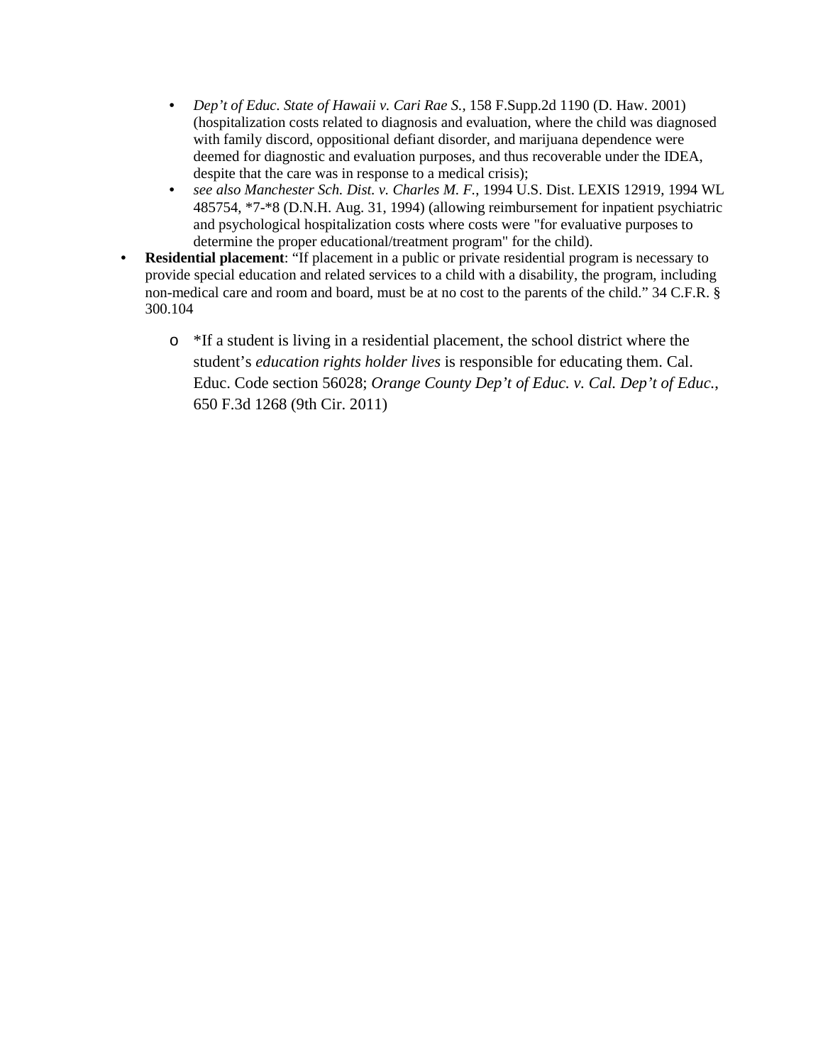- *Dep't of Educ. State of Hawaii v. Cari Rae S.*, 158 F.Supp.2d 1190 (D. Haw. 2001) (hospitalization costs related to diagnosis and evaluation, where the child was diagnosed with family discord, oppositional defiant disorder, and marijuana dependence were deemed for diagnostic and evaluation purposes, and thus recoverable under the IDEA, despite that the care was in response to a medical crisis);
    - *see also Manchester Sch. Dist. v. Charles M. F.*, 1994 U.S. Dist. LEXIS 12919, 1994 WL 485754, *7-*8 (D.N.H. Aug. 31, 1994) (allowing reimbursement for inpatient psychiatric and psychological hospitalization costs where costs were "for evaluative purposes to determine the proper educational/treatment program" for the child).

- **Residential placement**: "If placement in a public or private residential program is necessary to provide special education and related services to a child with a disability, the program, including non-medical care and room and board, must be at no cost to the parents of the child." 34 C.F.R. § 300.104
    - *If a student is living in a residential placement, the school district where the student's *education rights holder lives* is responsible for educating them. Cal. Educ. Code section 56028; *Orange County Dep't of Educ. v. Cal. Dep't of Educ.*, 650 F.3d 1268 (9th Cir. 2011)